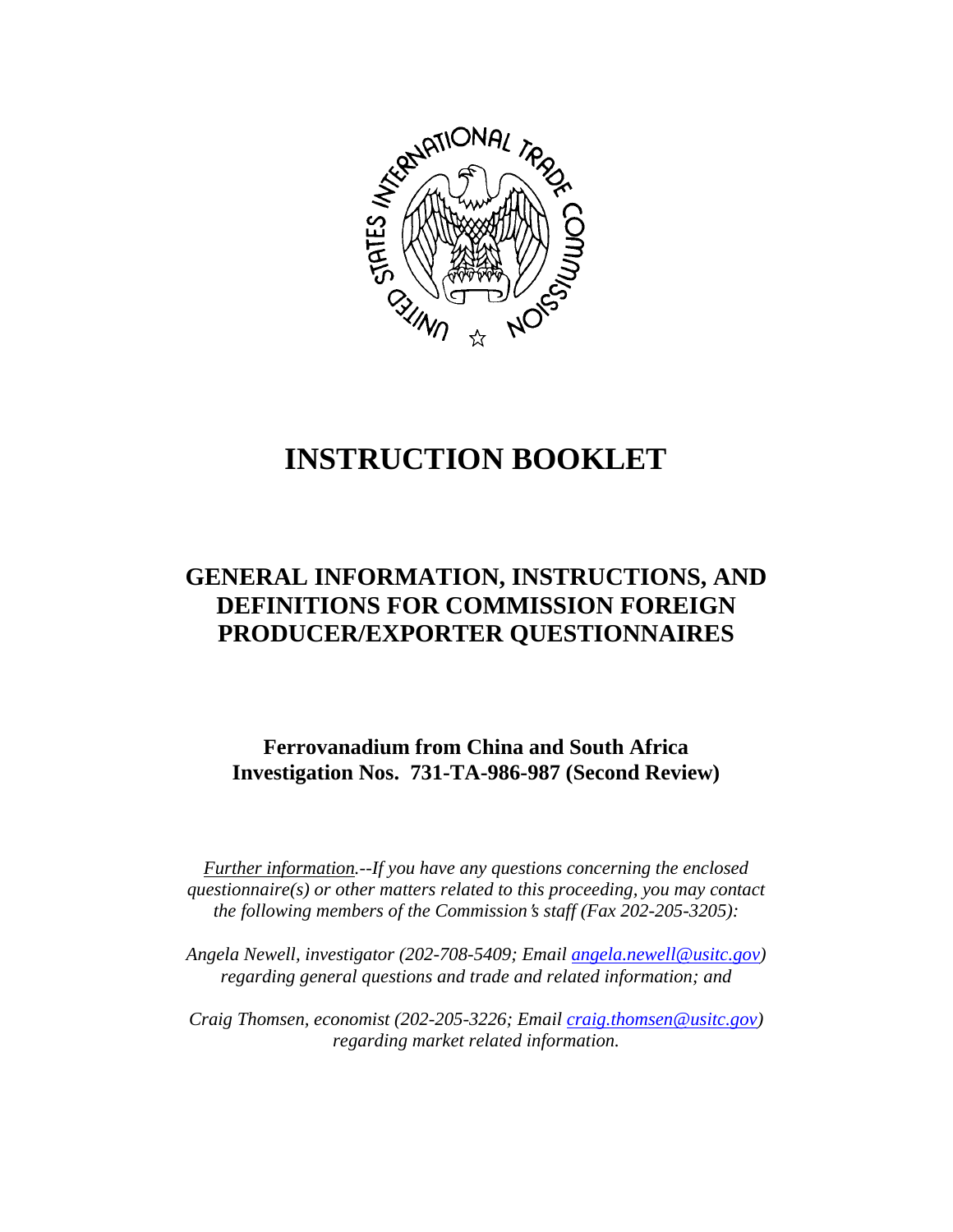# INSTRUCTION BOOKLET

## GENERAL INFORMATION, INSTRUCTIONS, AND DEFINITIONS FOR COMMISSION FOREIGN PRODUCER/EXPORTER QUESTIONNAIRES

### Ferrovanadium from China and South Africa
### Investigation Nos. 731-TA-986-987 (Second Review)

*Further information.--If you have any questions concerning the enclosed questionnaire(s) or other matters related to this proceeding, you may contact the following members of the Commission's staff (Fax 202-205-3205):*

*Angela Newell, investigator (202-708-5409; Email angela.newell@usitc.gov) regarding general questions and trade and related information; and*

*Craig Thomsen, economist (202-205-3226; Email craig.thomsen@usitc.gov) regarding market related information.*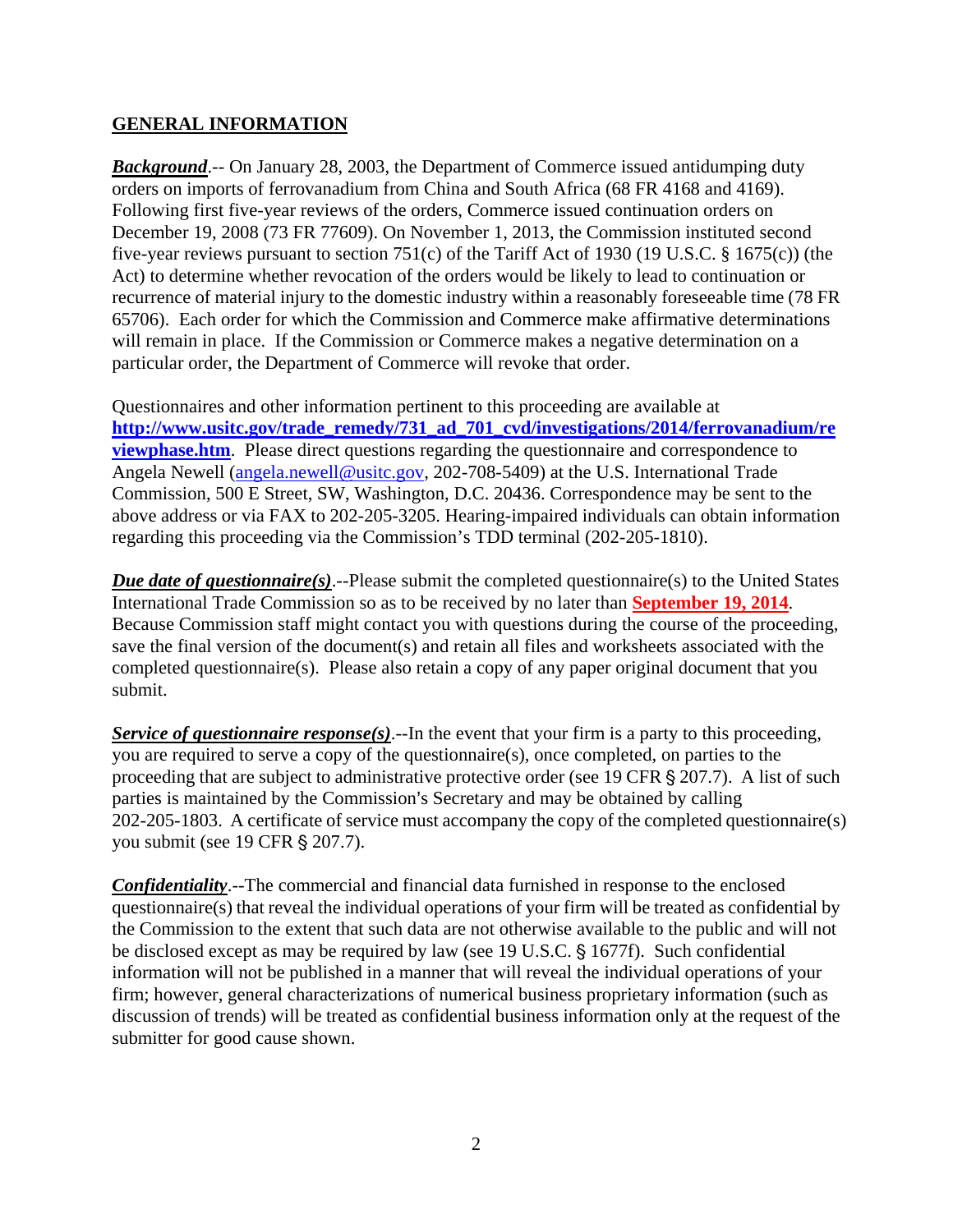## GENERAL INFORMATION

***Background***.-- On January 28, 2003, the Department of Commerce issued antidumping duty orders on imports of ferrovanadium from China and South Africa (68 FR 4168 and 4169). Following first five-year reviews of the orders, Commerce issued continuation orders on December 19, 2008 (73 FR 77609). On November 1, 2013, the Commission instituted second five-year reviews pursuant to section 751(c) of the Tariff Act of 1930 (19 U.S.C. § 1675(c)) (the Act) to determine whether revocation of the orders would be likely to lead to continuation or recurrence of material injury to the domestic industry within a reasonably foreseeable time (78 FR 65706). Each order for which the Commission and Commerce make affirmative determinations will remain in place. If the Commission or Commerce makes a negative determination on a particular order, the Department of Commerce will revoke that order.

Questionnaires and other information pertinent to this proceeding are available at **http://www.usitc.gov/trade_remedy/731_ad_701_cvd/investigations/2014/ferrovanadium/reviewphase.htm**. Please direct questions regarding the questionnaire and correspondence to Angela Newell (angela.newell@usitc.gov, 202-708-5409) at the U.S. International Trade Commission, 500 E Street, SW, Washington, D.C. 20436. Correspondence may be sent to the above address or via FAX to 202-205-3205. Hearing-impaired individuals can obtain information regarding this proceeding via the Commission's TDD terminal (202-205-1810).

***Due date of questionnaire(s)***.--Please submit the completed questionnaire(s) to the United States International Trade Commission so as to be received by no later than **September 19, 2014**. Because Commission staff might contact you with questions during the course of the proceeding, save the final version of the document(s) and retain all files and worksheets associated with the completed questionnaire(s). Please also retain a copy of any paper original document that you submit.

***Service of questionnaire response(s)***.--In the event that your firm is a party to this proceeding, you are required to serve a copy of the questionnaire(s), once completed, on parties to the proceeding that are subject to administrative protective order (see 19 CFR § 207.7). A list of such parties is maintained by the Commission's Secretary and may be obtained by calling 202-205-1803. A certificate of service must accompany the copy of the completed questionnaire(s) you submit (see 19 CFR § 207.7).

***Confidentiality***.--The commercial and financial data furnished in response to the enclosed questionnaire(s) that reveal the individual operations of your firm will be treated as confidential by the Commission to the extent that such data are not otherwise available to the public and will not be disclosed except as may be required by law (see 19 U.S.C. § 1677f). Such confidential information will not be published in a manner that will reveal the individual operations of your firm; however, general characterizations of numerical business proprietary information (such as discussion of trends) will be treated as confidential business information only at the request of the submitter for good cause shown.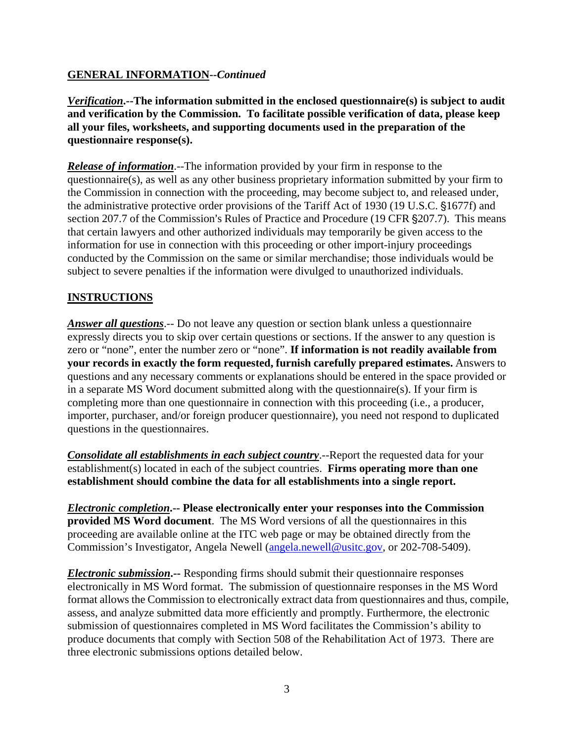**GENERAL INFORMATION**--*Continued*

***Verification*.--The information submitted in the enclosed questionnaire(s) is subject to audit and verification by the Commission. To facilitate possible verification of data, please keep all your files, worksheets, and supporting documents used in the preparation of the questionnaire response(s).**

***Release of information***.--The information provided by your firm in response to the questionnaire(s), as well as any other business proprietary information submitted by your firm to the Commission in connection with the proceeding, may become subject to, and released under, the administrative protective order provisions of the Tariff Act of 1930 (19 U.S.C. §1677f) and section 207.7 of the Commission's Rules of Practice and Procedure (19 CFR §207.7). This means that certain lawyers and other authorized individuals may temporarily be given access to the information for use in connection with this proceeding or other import-injury proceedings conducted by the Commission on the same or similar merchandise; those individuals would be subject to severe penalties if the information were divulged to unauthorized individuals.

**INSTRUCTIONS**

***Answer all questions***.-- Do not leave any question or section blank unless a questionnaire expressly directs you to skip over certain questions or sections. If the answer to any question is zero or "none", enter the number zero or "none". **If information is not readily available from your records in exactly the form requested, furnish carefully prepared estimates.** Answers to questions and any necessary comments or explanations should be entered in the space provided or in a separate MS Word document submitted along with the questionnaire(s). If your firm is completing more than one questionnaire in connection with this proceeding (i.e., a producer, importer, purchaser, and/or foreign producer questionnaire), you need not respond to duplicated questions in the questionnaires.

***Consolidate all establishments in each subject country***.--Report the requested data for your establishment(s) located in each of the subject countries. **Firms operating more than one establishment should combine the data for all establishments into a single report.**

***Electronic completion*.-- Please electronically enter your responses into the Commission provided MS Word document**. The MS Word versions of all the questionnaires in this proceeding are available online at the ITC web page or may be obtained directly from the Commission's Investigator, Angela Newell (angela.newell@usitc.gov, or 202-708-5409).

***Electronic submission*.--** Responding firms should submit their questionnaire responses electronically in MS Word format. The submission of questionnaire responses in the MS Word format allows the Commission to electronically extract data from questionnaires and thus, compile, assess, and analyze submitted data more efficiently and promptly. Furthermore, the electronic submission of questionnaires completed in MS Word facilitates the Commission's ability to produce documents that comply with Section 508 of the Rehabilitation Act of 1973. There are three electronic submissions options detailed below.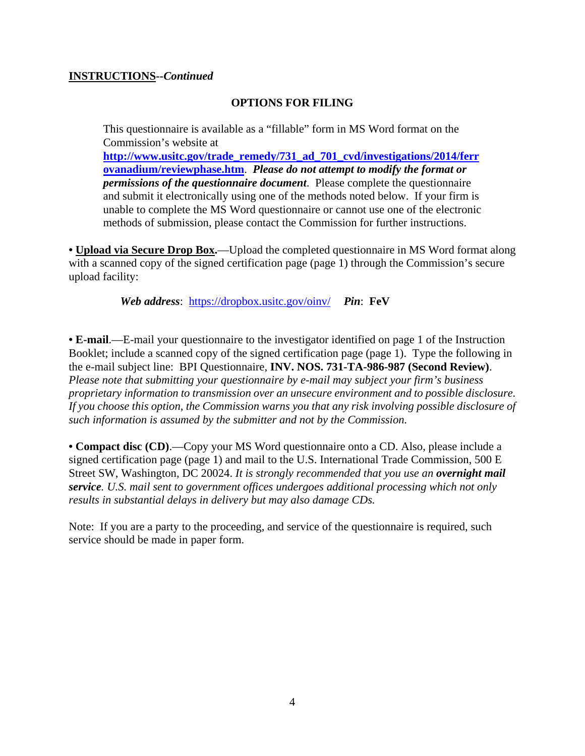**INSTRUCTIONS**--*Continued*

**OPTIONS FOR FILING**

This questionnaire is available as a "fillable" form in MS Word format on the Commission's website at **http://www.usitc.gov/trade_remedy/731_ad_701_cvd/investigations/2014/ferrovanadium/reviewphase.htm**. ***Please do not attempt to modify the format or permissions of the questionnaire document***. Please complete the questionnaire and submit it electronically using one of the methods noted below. If your firm is unable to complete the MS Word questionnaire or cannot use one of the electronic methods of submission, please contact the Commission for further instructions.

• **Upload via Secure Drop Box.**—Upload the completed questionnaire in MS Word format along with a scanned copy of the signed certification page (page 1) through the Commission's secure upload facility:

***Web address***: https://dropbox.usitc.gov/oinv/ ***Pin***: **FeV**

• **E-mail**.—E-mail your questionnaire to the investigator identified on page 1 of the Instruction Booklet; include a scanned copy of the signed certification page (page 1). Type the following in the e-mail subject line: BPI Questionnaire, **INV. NOS. 731-TA-986-987 (Second Review)**. *Please note that submitting your questionnaire by e-mail may subject your firm's business proprietary information to transmission over an unsecure environment and to possible disclosure. If you choose this option, the Commission warns you that any risk involving possible disclosure of such information is assumed by the submitter and not by the Commission.*

• **Compact disc (CD)**.—Copy your MS Word questionnaire onto a CD. Also, please include a signed certification page (page 1) and mail to the U.S. International Trade Commission, 500 E Street SW, Washington, DC 20024. *It is strongly recommended that you use an* ***overnight mail service****. U.S. mail sent to government offices undergoes additional processing which not only results in substantial delays in delivery but may also damage CDs.*

Note: If you are a party to the proceeding, and service of the questionnaire is required, such service should be made in paper form.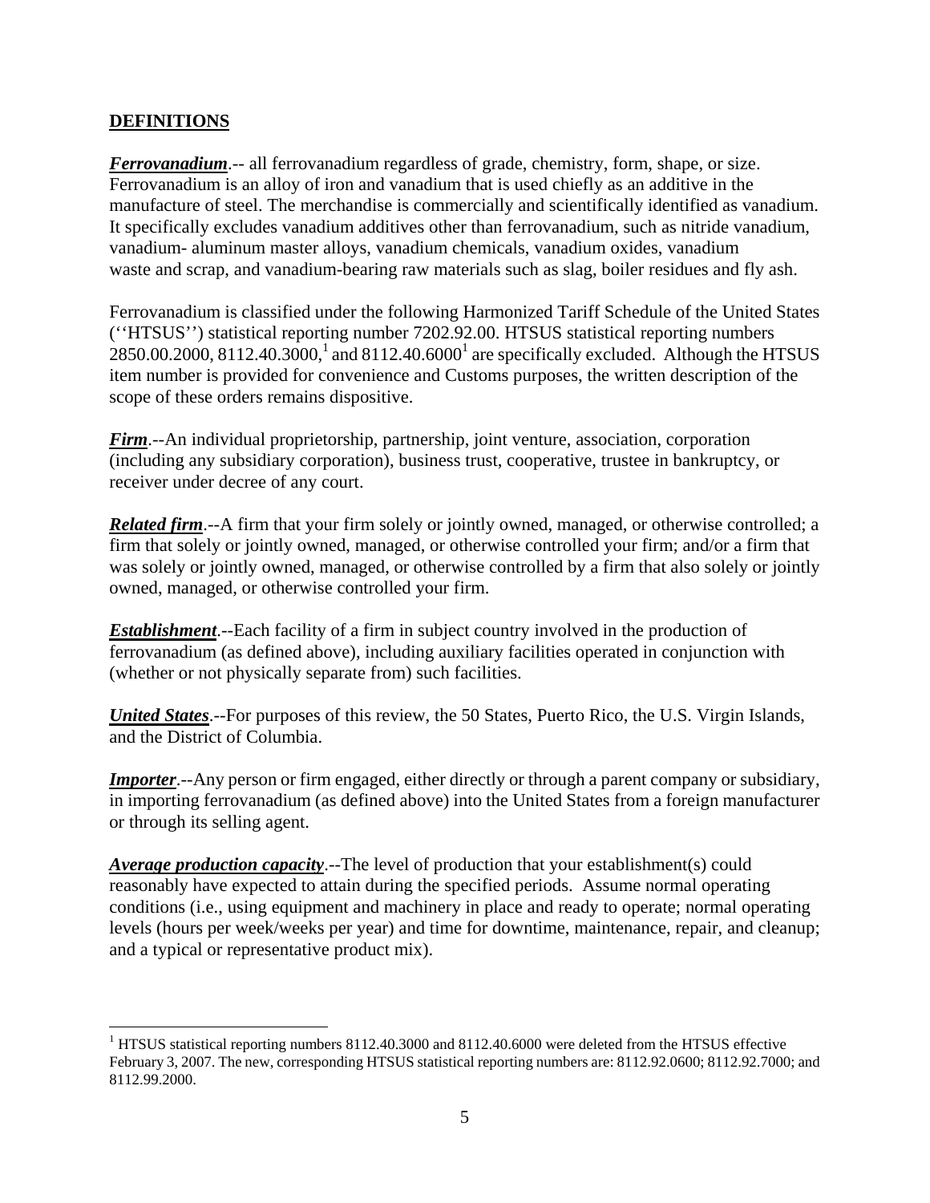## DEFINITIONS

***Ferrovanadium***.-- all ferrovanadium regardless of grade, chemistry, form, shape, or size. Ferrovanadium is an alloy of iron and vanadium that is used chiefly as an additive in the manufacture of steel. The merchandise is commercially and scientifically identified as vanadium. It specifically excludes vanadium additives other than ferrovanadium, such as nitride vanadium, vanadium- aluminum master alloys, vanadium chemicals, vanadium oxides, vanadium waste and scrap, and vanadium-bearing raw materials such as slag, boiler residues and fly ash.

Ferrovanadium is classified under the following Harmonized Tariff Schedule of the United States (''HTSUS'') statistical reporting number 7202.92.00. HTSUS statistical reporting numbers 2850.00.2000, 8112.40.3000,[1] and 8112.40.6000[1] are specifically excluded. Although the HTSUS item number is provided for convenience and Customs purposes, the written description of the scope of these orders remains dispositive.

***Firm***.--An individual proprietorship, partnership, joint venture, association, corporation (including any subsidiary corporation), business trust, cooperative, trustee in bankruptcy, or receiver under decree of any court.

***Related firm***.--A firm that your firm solely or jointly owned, managed, or otherwise controlled; a firm that solely or jointly owned, managed, or otherwise controlled your firm; and/or a firm that was solely or jointly owned, managed, or otherwise controlled by a firm that also solely or jointly owned, managed, or otherwise controlled your firm.

***Establishment***.--Each facility of a firm in subject country involved in the production of ferrovanadium (as defined above), including auxiliary facilities operated in conjunction with (whether or not physically separate from) such facilities.

***United States***.--For purposes of this review, the 50 States, Puerto Rico, the U.S. Virgin Islands, and the District of Columbia.

***Importer***.--Any person or firm engaged, either directly or through a parent company or subsidiary, in importing ferrovanadium (as defined above) into the United States from a foreign manufacturer or through its selling agent.

***Average production capacity***.--The level of production that your establishment(s) could reasonably have expected to attain during the specified periods. Assume normal operating conditions (i.e., using equipment and machinery in place and ready to operate; normal operating levels (hours per week/weeks per year) and time for downtime, maintenance, repair, and cleanup; and a typical or representative product mix).

[1] HTSUS statistical reporting numbers 8112.40.3000 and 8112.40.6000 were deleted from the HTSUS effective February 3, 2007. The new, corresponding HTSUS statistical reporting numbers are: 8112.92.0600; 8112.92.7000; and 8112.99.2000.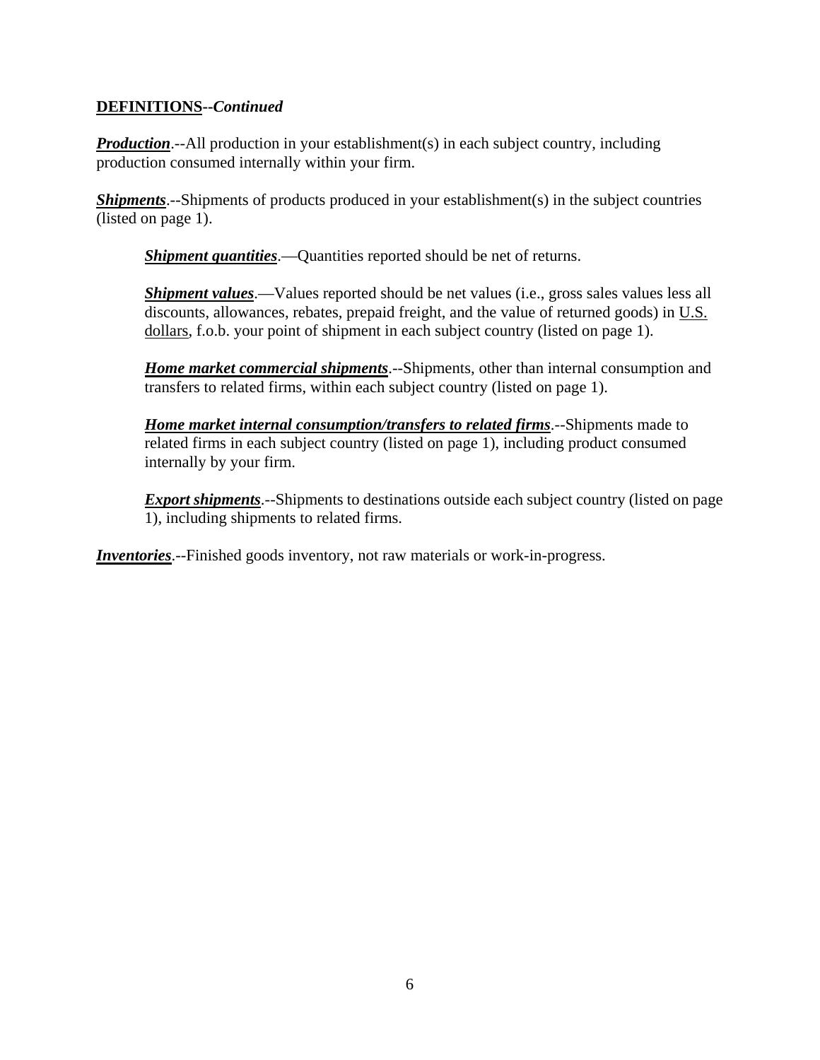**DEFINITIONS--*Continued***

***Production***.--All production in your establishment(s) in each subject country, including production consumed internally within your firm.

***Shipments***.--Shipments of products produced in your establishment(s) in the subject countries (listed on page 1).

> ***Shipment quantities***.—Quantities reported should be net of returns.
>
> ***Shipment values***.—Values reported should be net values (i.e., gross sales values less all discounts, allowances, rebates, prepaid freight, and the value of returned goods) in U.S. dollars, f.o.b. your point of shipment in each subject country (listed on page 1).
>
> ***Home market commercial shipments***.--Shipments, other than internal consumption and transfers to related firms, within each subject country (listed on page 1).
>
> ***Home market internal consumption/transfers to related firms***.--Shipments made to related firms in each subject country (listed on page 1), including product consumed internally by your firm.
>
> ***Export shipments***.--Shipments to destinations outside each subject country (listed on page 1), including shipments to related firms.

***Inventories***.--Finished goods inventory, not raw materials or work-in-progress.